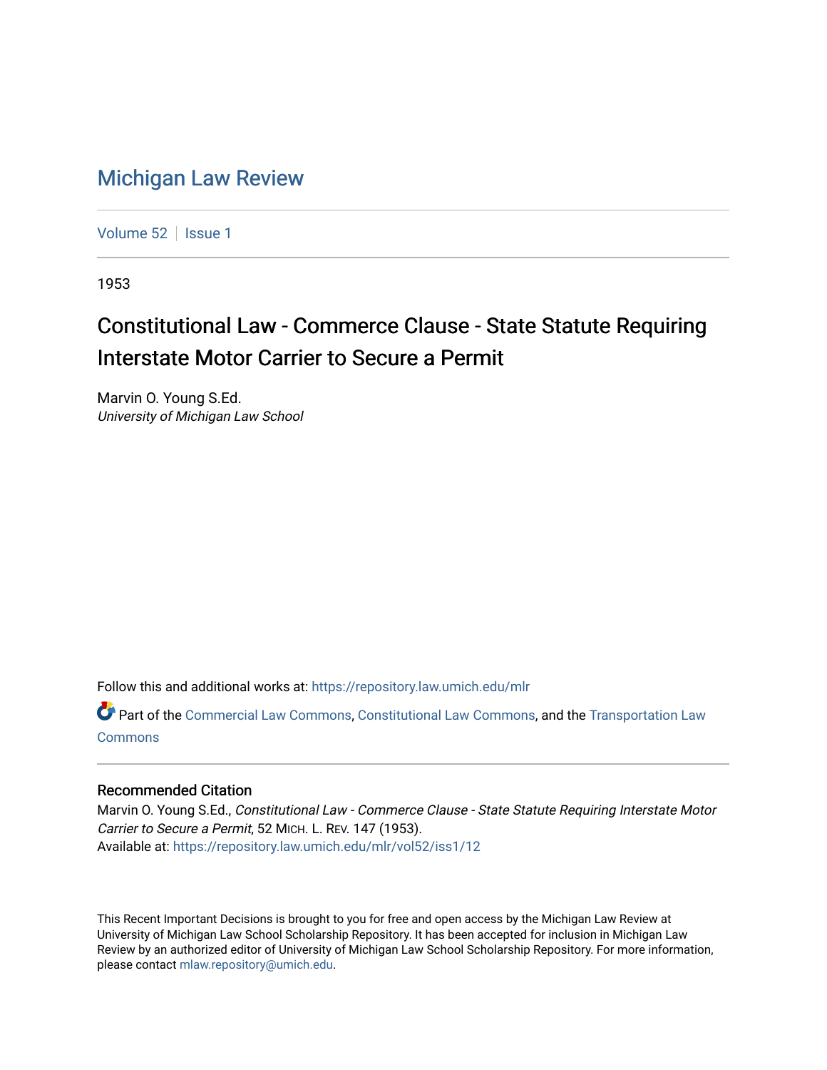# Michigan Law Review

Volume 52 | Issue 1

1953

## Constitutional Law - Commerce Clause - State Statute Requiring Interstate Motor Carrier to Secure a Permit

Marvin O. Young S.Ed.
*University of Michigan Law School*

Follow this and additional works at: https://repository.law.umich.edu/mlr

Part of the Commercial Law Commons, Constitutional Law Commons, and the Transportation Law Commons

### Recommended Citation

Marvin O. Young S.Ed., *Constitutional Law - Commerce Clause - State Statute Requiring Interstate Motor Carrier to Secure a Permit*, 52 MICH. L. REV. 147 (1953).
Available at: https://repository.law.umich.edu/mlr/vol52/iss1/12

This Recent Important Decisions is brought to you for free and open access by the Michigan Law Review at University of Michigan Law School Scholarship Repository. It has been accepted for inclusion in Michigan Law Review by an authorized editor of University of Michigan Law School Scholarship Repository. For more information, please contact mlaw.repository@umich.edu.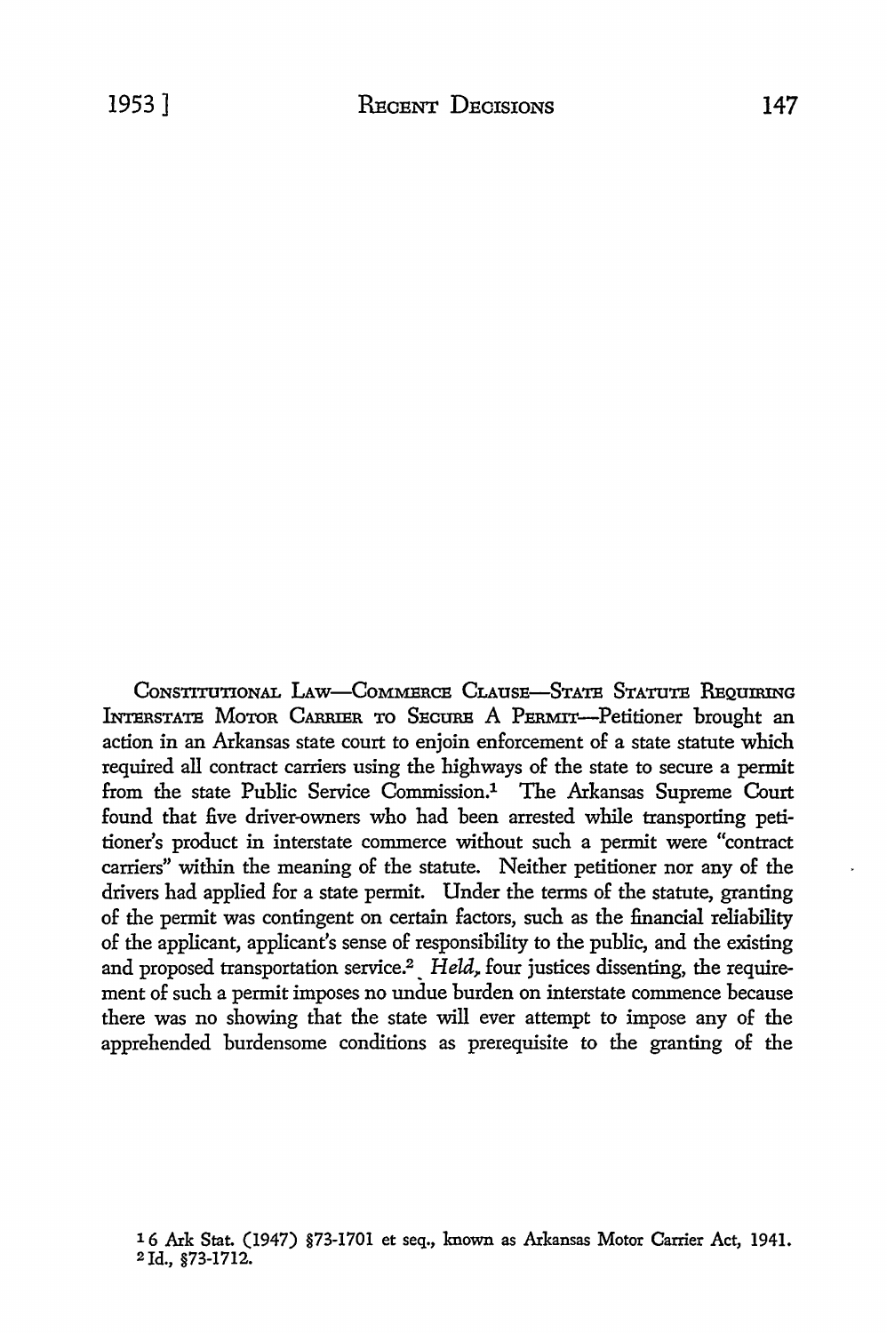CONSTITUTIONAL LAW—COMMERCE CLAUSE—STATE STATUTE REQUIRING INTERSTATE MOTOR CARRIER TO SECURE A PERMIT—Petitioner brought an action in an Arkansas state court to enjoin enforcement of a state statute which required all contract carriers using the highways of the state to secure a permit from the state Public Service Commission.[1] The Arkansas Supreme Court found that five driver-owners who had been arrested while transporting petitioner's product in interstate commerce without such a permit were "contract carriers" within the meaning of the statute. Neither petitioner nor any of the drivers had applied for a state permit. Under the terms of the statute, granting of the permit was contingent on certain factors, such as the financial reliability of the applicant, applicant's sense of responsibility to the public, and the existing and proposed transportation service.[2] *Held*, four justices dissenting, the requirement of such a permit imposes no undue burden on interstate commence because there was no showing that the state will ever attempt to impose any of the apprehended burdensome conditions as prerequisite to the granting of the

[1] 6 Ark Stat. (1947) §73-1701 et seq., known as Arkansas Motor Carrier Act, 1941.
[2] Id., §73-1712.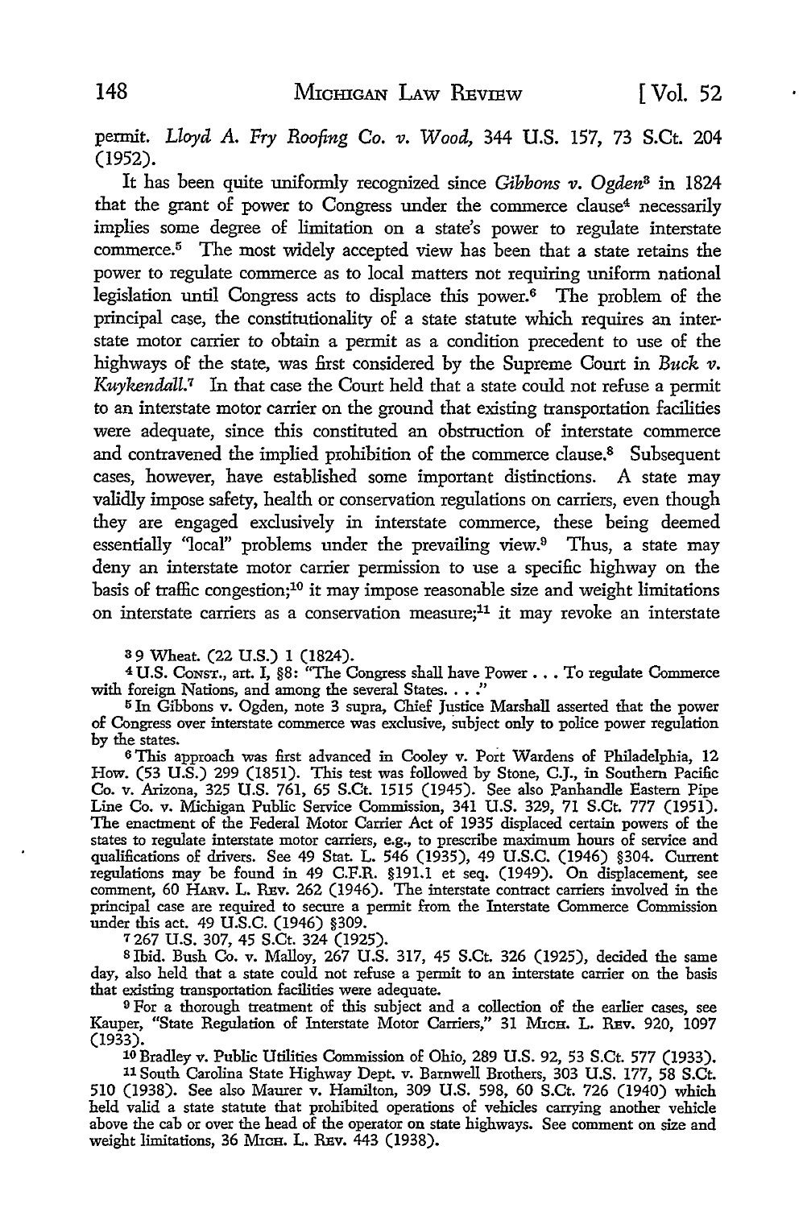permit. *Lloyd A. Fry Roofing Co. v. Wood,* 344 U.S. 157, 73 S.Ct. 204 (1952).

It has been quite uniformly recognized since *Gibbons v. Ogden*[3] in 1824 that the grant of power to Congress under the commerce clause[4] necessarily implies some degree of limitation on a state's power to regulate interstate commerce.[5] The most widely accepted view has been that a state retains the power to regulate commerce as to local matters not requiring uniform national legislation until Congress acts to displace this power.[6] The problem of the principal case, the constitutionality of a state statute which requires an interstate motor carrier to obtain a permit as a condition precedent to use of the highways of the state, was first considered by the Supreme Court in *Buck v. Kuykendall.*[7] In that case the Court held that a state could not refuse a permit to an interstate motor carrier on the ground that existing transportation facilities were adequate, since this constituted an obstruction of interstate commerce and contravened the implied prohibition of the commerce clause.[8] Subsequent cases, however, have established some important distinctions. A state may validly impose safety, health or conservation regulations on carriers, even though they are engaged exclusively in interstate commerce, these being deemed essentially "local" problems under the prevailing view.[9] Thus, a state may deny an interstate motor carrier permission to use a specific highway on the basis of traffic congestion;[10] it may impose reasonable size and weight limitations on interstate carriers as a conservation measure;[11] it may revoke an interstate

---

[3] 9 Wheat. (22 U.S.) 1 (1824).

[4] U.S. Const., art. I, §8: "The Congress shall have Power . . . To regulate Commerce with foreign Nations, and among the several States. . . ."

[5] In Gibbons v. Ogden, note 3 supra, Chief Justice Marshall asserted that the power of Congress over interstate commerce was exclusive, subject only to police power regulation by the states.

[6] This approach was first advanced in Cooley v. Port Wardens of Philadelphia, 12 How. (53 U.S.) 299 (1851). This test was followed by Stone, C.J., in Southern Pacific Co. v. Arizona, 325 U.S. 761, 65 S.Ct. 1515 (1945). See also Panhandle Eastern Pipe Line Co. v. Michigan Public Service Commission, 341 U.S. 329, 71 S.Ct. 777 (1951). The enactment of the Federal Motor Carrier Act of 1935 displaced certain powers of the states to regulate interstate motor carriers, e.g., to prescribe maximum hours of service and qualifications of drivers. See 49 Stat. L. 546 (1935), 49 U.S.C. (1946) §304. Current regulations may be found in 49 C.F.R. §191.1 et seq. (1949). On displacement, see comment, 60 Harv. L. Rev. 262 (1946). The interstate contract carriers involved in the principal case are required to secure a permit from the Interstate Commerce Commission under this act. 49 U.S.C. (1946) §309.

[7] 267 U.S. 307, 45 S.Ct. 324 (1925).

[8] Ibid. Bush Co. v. Malloy, 267 U.S. 317, 45 S.Ct. 326 (1925), decided the same day, also held that a state could not refuse a permit to an interstate carrier on the basis that existing transportation facilities were adequate.

[9] For a thorough treatment of this subject and a collection of the earlier cases, see Kauper, "State Regulation of Interstate Motor Carriers," 31 Mich. L. Rev. 920, 1097 (1933).

[10] Bradley v. Public Utilities Commission of Ohio, 289 U.S. 92, 53 S.Ct. 577 (1933).

[11] South Carolina State Highway Dept. v. Barnwell Brothers, 303 U.S. 177, 58 S.Ct. 510 (1938). See also Maurer v. Hamilton, 309 U.S. 598, 60 S.Ct. 726 (1940) which held valid a state statute that prohibited operations of vehicles carrying another vehicle above the cab or over the head of the operator on state highways. See comment on size and weight limitations, 36 Mich. L. Rev. 443 (1938).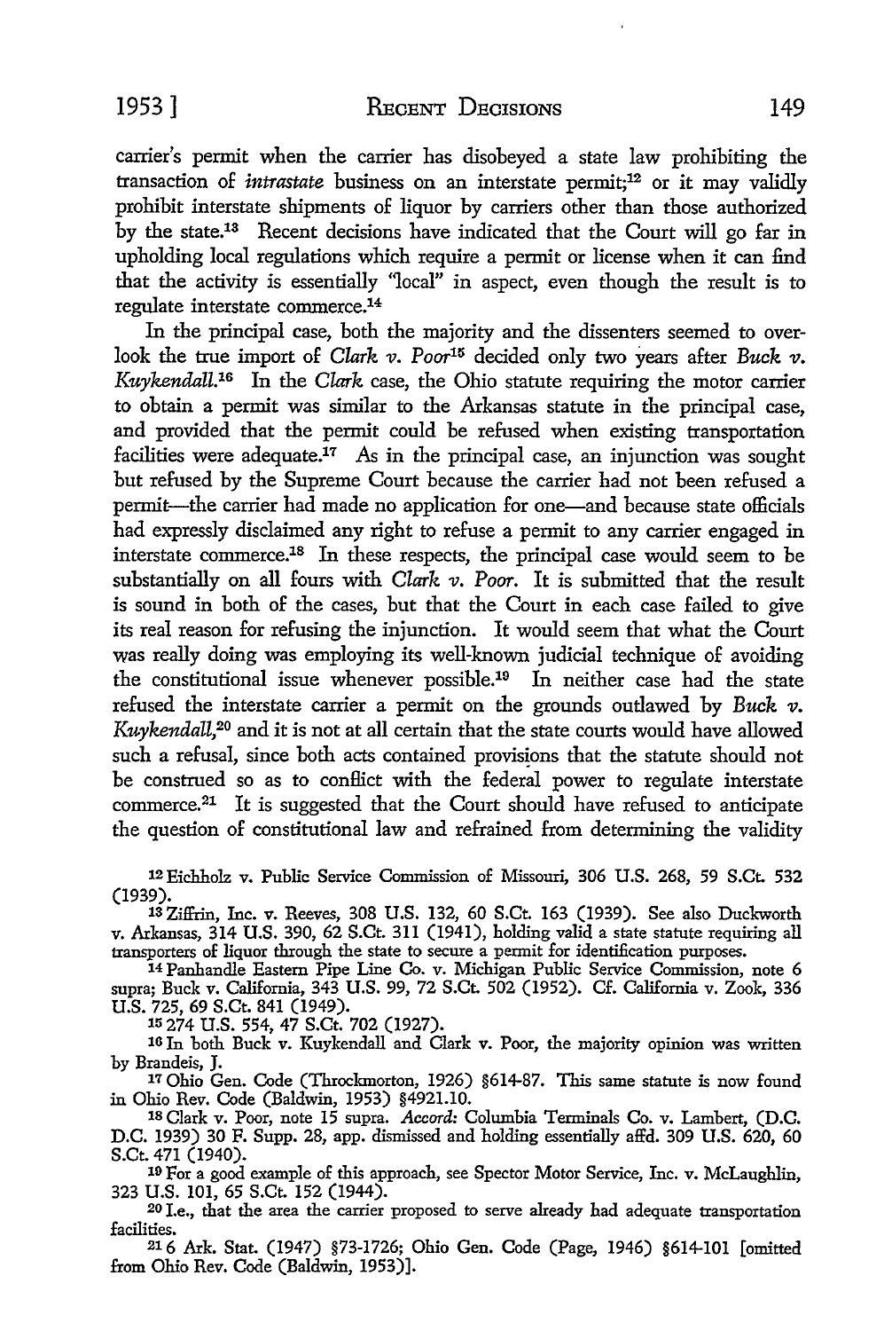carrier's permit when the carrier has disobeyed a state law prohibiting the transaction of *intrastate* business on an interstate permit;[12] or it may validly prohibit interstate shipments of liquor by carriers other than those authorized by the state.[13] Recent decisions have indicated that the Court will go far in upholding local regulations which require a permit or license when it can find that the activity is essentially "local" in aspect, even though the result is to regulate interstate commerce.[14]

In the principal case, both the majority and the dissenters seemed to overlook the true import of *Clark v. Poor*[15] decided only two years after *Buck v. Kuykendall.*[16] In the *Clark* case, the Ohio statute requiring the motor carrier to obtain a permit was similar to the Arkansas statute in the principal case, and provided that the permit could be refused when existing transportation facilities were adequate.[17] As in the principal case, an injunction was sought but refused by the Supreme Court because the carrier had not been refused a permit—the carrier had made no application for one—and because state officials had expressly disclaimed any right to refuse a permit to any carrier engaged in interstate commerce.[18] In these respects, the principal case would seem to be substantially on all fours with *Clark v. Poor.* It is submitted that the result is sound in both of the cases, but that the Court in each case failed to give its real reason for refusing the injunction. It would seem that what the Court was really doing was employing its well-known judicial technique of avoiding the constitutional issue whenever possible.[19] In neither case had the state refused the interstate carrier a permit on the grounds outlawed by *Buck v. Kuykendall,*[20] and it is not at all certain that the state courts would have allowed such a refusal, since both acts contained provisions that the statute should not be construed so as to conflict with the federal power to regulate interstate commerce.[21] It is suggested that the Court should have refused to anticipate the question of constitutional law and refrained from determining the validity

[12] Eichholz v. Public Service Commission of Missouri, 306 U.S. 268, 59 S.Ct. 532 (1939).

[13] Ziffrin, Inc. v. Reeves, 308 U.S. 132, 60 S.Ct. 163 (1939). See also Duckworth v. Arkansas, 314 U.S. 390, 62 S.Ct. 311 (1941), holding valid a state statute requiring all transporters of liquor through the state to secure a permit for identification purposes.

[14] Panhandle Eastern Pipe Line Co. v. Michigan Public Service Commission, note 6 supra; Buck v. California, 343 U.S. 99, 72 S.Ct. 502 (1952). Cf. California v. Zook, 336 U.S. 725, 69 S.Ct. 841 (1949).

[15] 274 U.S. 554, 47 S.Ct. 702 (1927).

[16] In both Buck v. Kuykendall and Clark v. Poor, the majority opinion was written by Brandeis, J.

[17] Ohio Gen. Code (Throckmorton, 1926) §614-87. This same statute is now found in Ohio Rev. Code (Baldwin, 1953) §4921.10.

[18] Clark v. Poor, note 15 supra. *Accord:* Columbia Terminals Co. v. Lambert, (D.C. D.C. 1939) 30 F. Supp. 28, app. dismissed and holding essentially affd. 309 U.S. 620, 60 S.Ct. 471 (1940).

[19] For a good example of this approach, see Spector Motor Service, Inc. v. McLaughlin, 323 U.S. 101, 65 S.Ct. 152 (1944).

[20] I.e., that the area the carrier proposed to serve already had adequate transportation facilities.

[21] 6 Ark. Stat. (1947) §73-1726; Ohio Gen. Code (Page, 1946) §614-101 [omitted from Ohio Rev. Code (Baldwin, 1953)].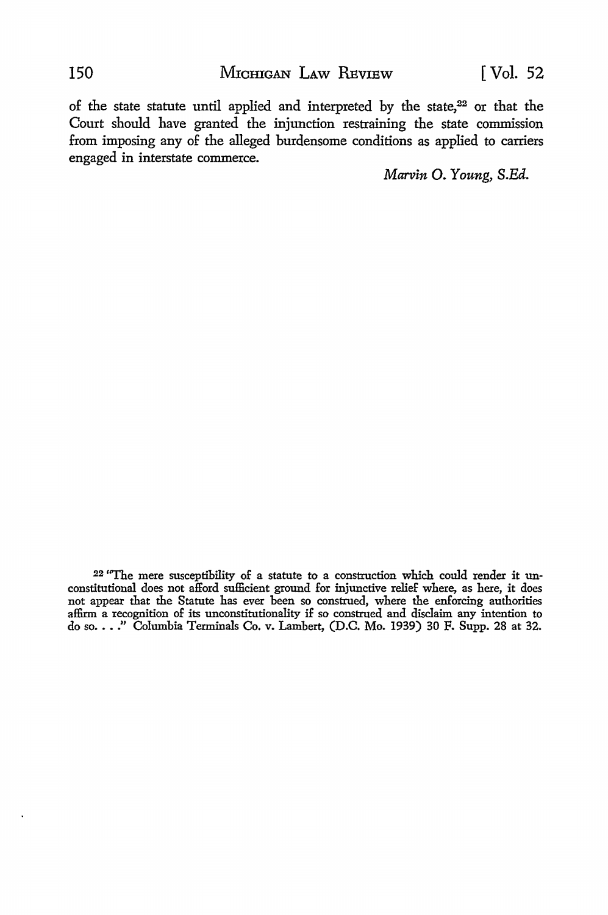of the state statute until applied and interpreted by the state,[22] or that the Court should have granted the injunction restraining the state commission from imposing any of the alleged burdensome conditions as applied to carriers engaged in interstate commerce.

*Marvin O. Young, S.Ed.*

[22] "The mere susceptibility of a statute to a construction which could render it unconstitutional does not afford sufficient ground for injunctive relief where, as here, it does not appear that the Statute has ever been so construed, where the enforcing authorities affirm a recognition of its unconstitutionality if so construed and disclaim any intention to do so. . . ." Columbia Terminals Co. v. Lambert, (D.C. Mo. 1939) 30 F. Supp. 28 at 32.